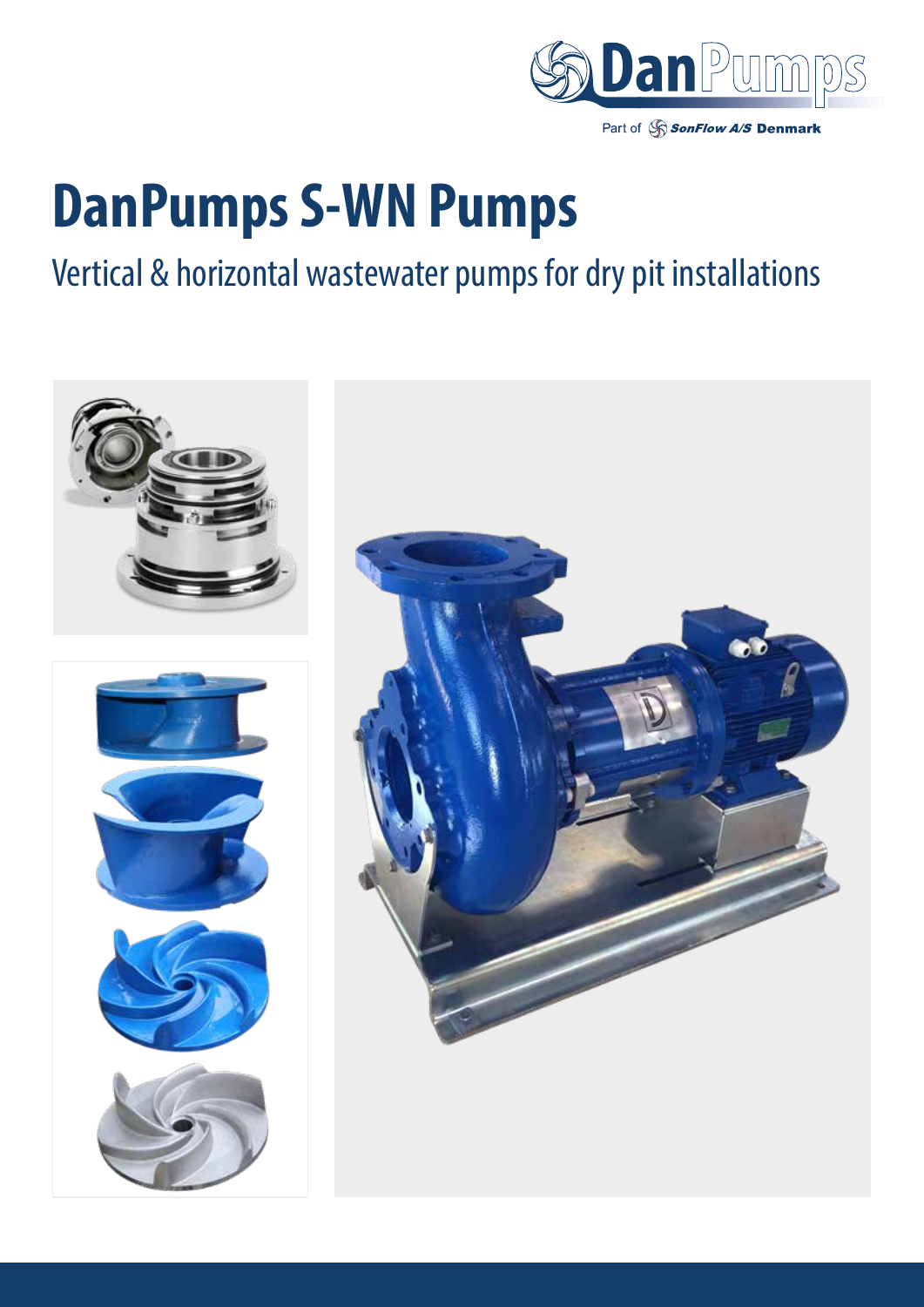DanPumps

Part of SonFlow A/S Denmark

# DanPumps S-WN Pumps

## Vertical & horizontal wastewater pumps for dry pit installations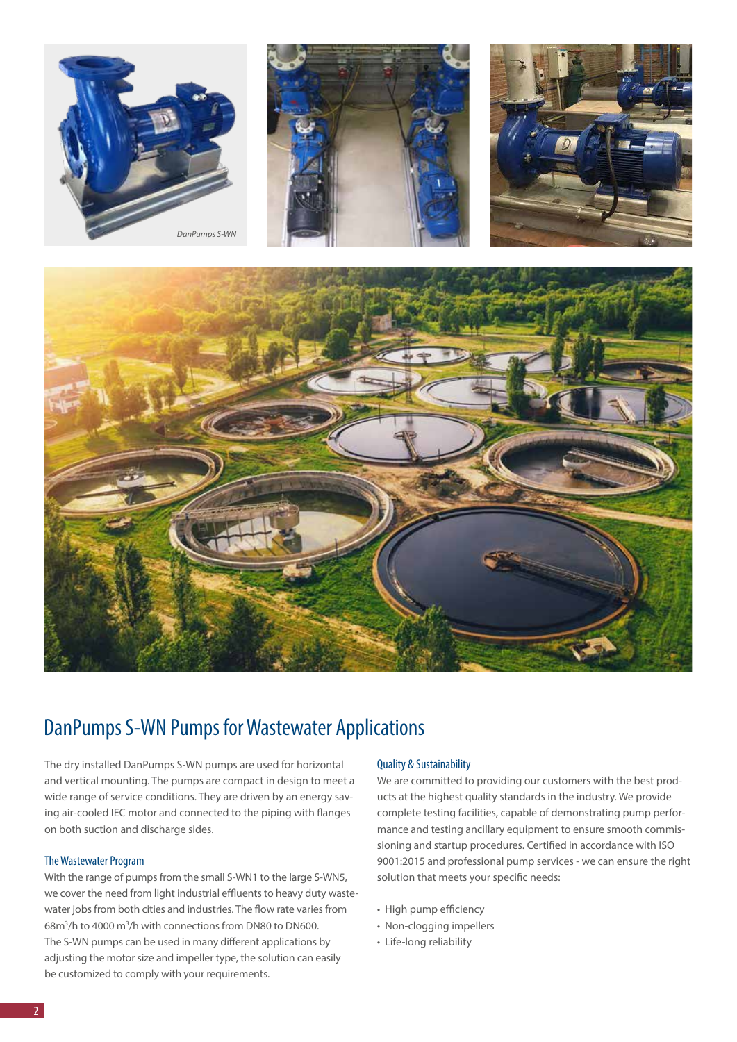DanPumps S-WN

# DanPumps S-WN Pumps for Wastewater Applications

The dry installed DanPumps S-WN pumps are used for horizontal and vertical mounting. The pumps are compact in design to meet a wide range of service conditions. They are driven by an energy saving air-cooled IEC motor and connected to the piping with flanges on both suction and discharge sides.

## The Wastewater Program

With the range of pumps from the small S-WN1 to the large S-WN5, we cover the need from light industrial effluents to heavy duty wastewater jobs from both cities and industries. The flow rate varies from 68m$^3$/h to 4000 m$^3$/h with connections from DN80 to DN600. The S-WN pumps can be used in many different applications by adjusting the motor size and impeller type, the solution can easily be customized to comply with your requirements.

## Quality & Sustainability

We are committed to providing our customers with the best products at the highest quality standards in the industry. We provide complete testing facilities, capable of demonstrating pump performance and testing ancillary equipment to ensure smooth commissioning and startup procedures. Certified in accordance with ISO 9001:2015 and professional pump services - we can ensure the right solution that meets your specific needs:

- High pump efficiency
- Non-clogging impellers
- Life-long reliability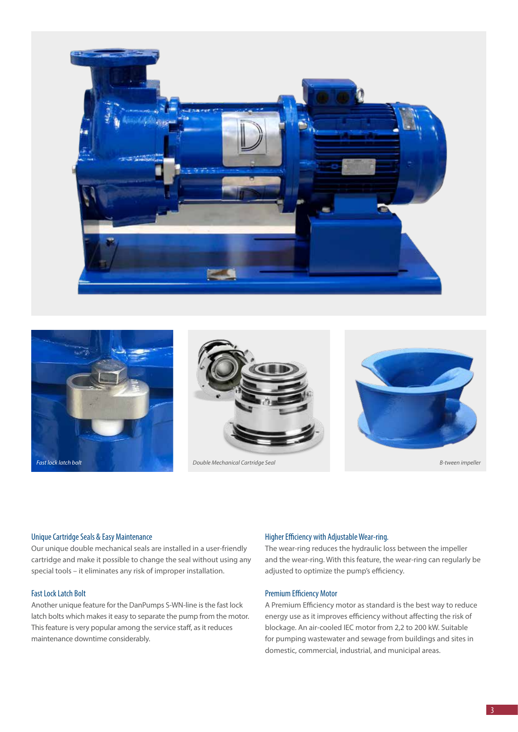Fast lock latch bolt

Double Mechanical Cartridge Seal

B-tween impeller

### Unique Cartridge Seals & Easy Maintenance

Our unique double mechanical seals are installed in a user-friendly cartridge and make it possible to change the seal without using any special tools – it eliminates any risk of improper installation.

### Fast Lock Latch Bolt

Another unique feature for the DanPumps S-WN-line is the fast lock latch bolts which makes it easy to separate the pump from the motor. This feature is very popular among the service staff, as it reduces maintenance downtime considerably.

### Higher Efficiency with Adjustable Wear-ring.

The wear-ring reduces the hydraulic loss between the impeller and the wear-ring. With this feature, the wear-ring can regularly be adjusted to optimize the pump's efficiency.

### Premium Efficiency Motor

A Premium Efficiency motor as standard is the best way to reduce energy use as it improves efficiency without affecting the risk of blockage. An air-cooled IEC motor from 2,2 to 200 kW. Suitable for pumping wastewater and sewage from buildings and sites in domestic, commercial, industrial, and municipal areas.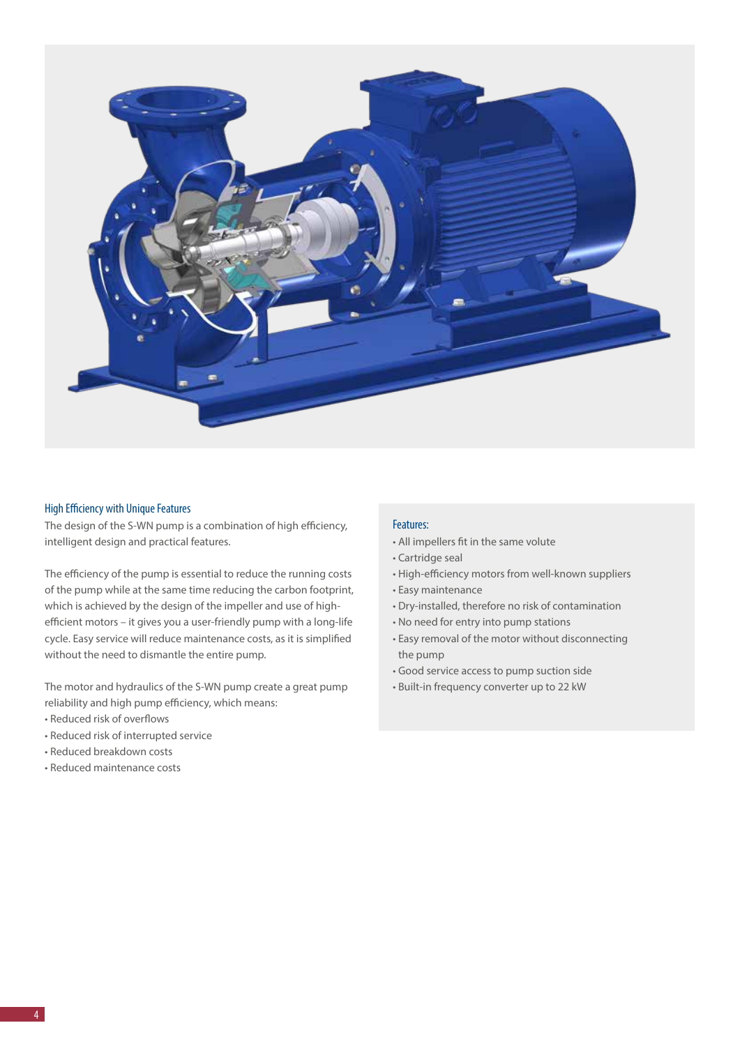## High Efficiency with Unique Features

The design of the S-WN pump is a combination of high efficiency, intelligent design and practical features.

The efficiency of the pump is essential to reduce the running costs of the pump while at the same time reducing the carbon footprint, which is achieved by the design of the impeller and use of high-efficient motors – it gives you a user-friendly pump with a long-life cycle. Easy service will reduce maintenance costs, as it is simplified without the need to dismantle the entire pump.

The motor and hydraulics of the S-WN pump create a great pump reliability and high pump efficiency, which means:

- Reduced risk of overflows
- Reduced risk of interrupted service
- Reduced breakdown costs
- Reduced maintenance costs

### Features:

- All impellers fit in the same volute
- Cartridge seal
- High-efficiency motors from well-known suppliers
- Easy maintenance
- Dry-installed, therefore no risk of contamination
- No need for entry into pump stations
- Easy removal of the motor without disconnecting the pump
- Good service access to pump suction side
- Built-in frequency converter up to 22 kW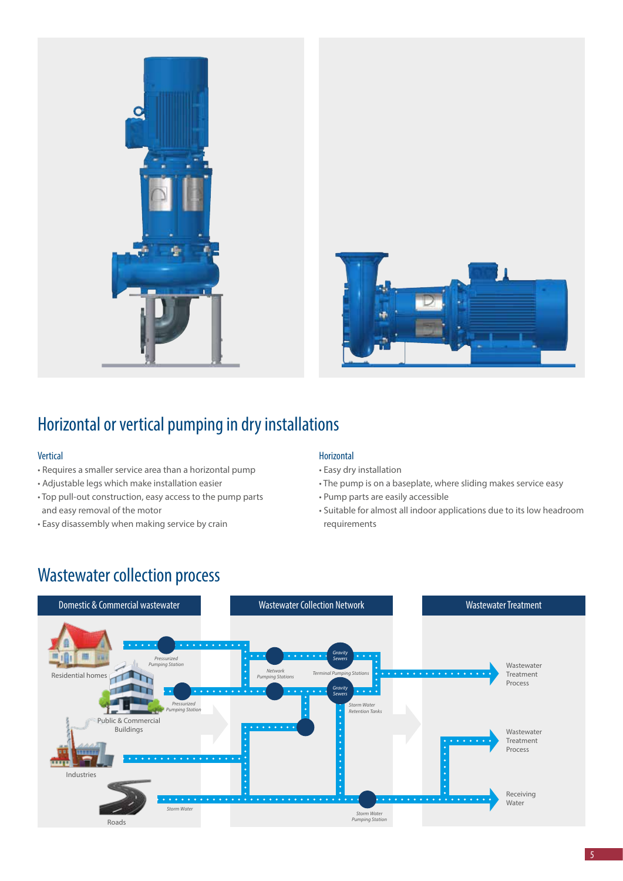## Horizontal or vertical pumping in dry installations

### Vertical

- Requires a smaller service area than a horizontal pump
- Adjustable legs which make installation easier
- Top pull-out construction, easy access to the pump parts and easy removal of the motor
- Easy disassembly when making service by crain

### Horizontal

- Easy dry installation
- The pump is on a baseplate, where sliding makes service easy
- Pump parts are easily accessible
- Suitable for almost all indoor applications due to its low headroom requirements

## Wastewater collection process

Domestic & Commercial wastewater

Wastewater Collection Network

Wastewater Treatment

Residential homes

Public & Commercial Buildings

Industries

Roads

Pressurized Pumping Station

Pressurized Pumping Station

Storm Water

Network Pumping Stations

Gravity Sewers

Terminal Pumping Stations

Gravity Sewers

Storm Water Retention Tanks

Storm Water Pumping Station

Wastewater Treatment Process

Wastewater Treatment Process

Receiving Water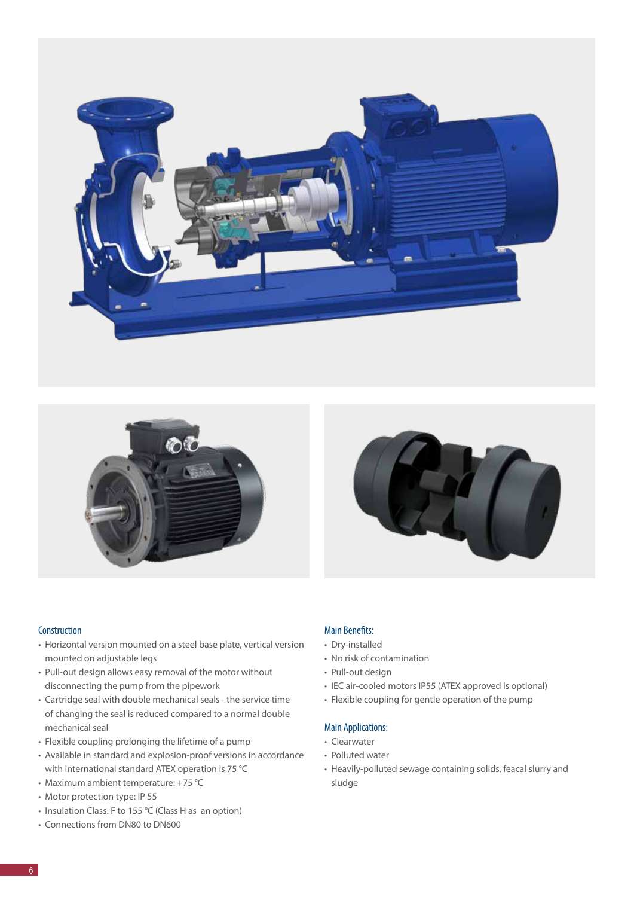## Construction

- Horizontal version mounted on a steel base plate, vertical version mounted on adjustable legs
- Pull-out design allows easy removal of the motor without disconnecting the pump from the pipework
- Cartridge seal with double mechanical seals - the service time of changing the seal is reduced compared to a normal double mechanical seal
- Flexible coupling prolonging the lifetime of a pump
- Available in standard and explosion-proof versions in accordance with international standard ATEX operation is 75 °C
- Maximum ambient temperature: +75 °C
- Motor protection type: IP 55
- Insulation Class: F to 155 °C (Class H as an option)
- Connections from DN80 to DN600

## Main Benefits:

- Dry-installed
- No risk of contamination
- Pull-out design
- IEC air-cooled motors IP55 (ATEX approved is optional)
- Flexible coupling for gentle operation of the pump

## Main Applications:

- Clearwater
- Polluted water
- Heavily-polluted sewage containing solids, feacal slurry and sludge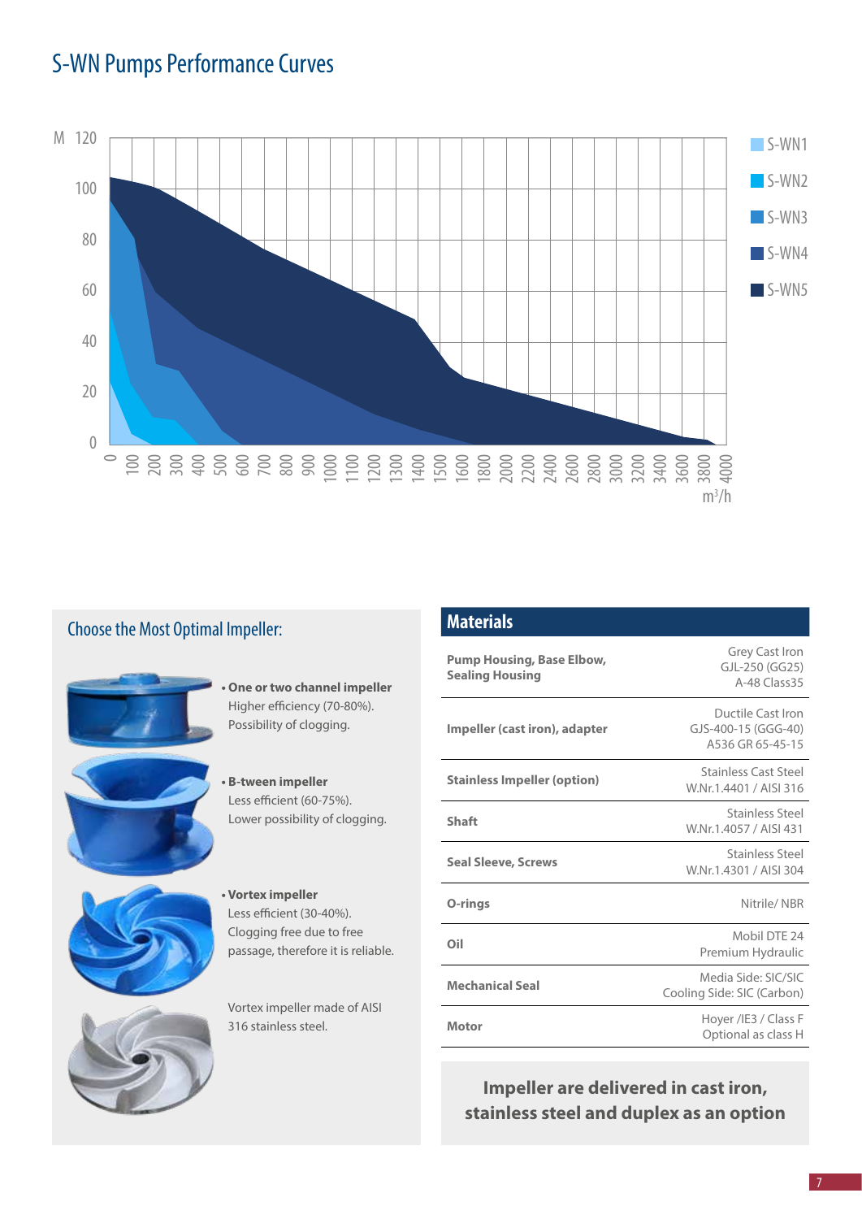# S-WN Pumps Performance Curves

M 120
100
80
60
40
20
0

0 100 200 300 400 500 600 700 800 900 1000 1100 1200 1300 1400 1500 1600 1800 2000 2200 2400 2600 2800 3000 3200 3400 3600 3800 4000

$m^3/h$

S-WN1
S-WN2
S-WN3
S-WN4
S-WN5

## Choose the Most Optimal Impeller:

- **One or two channel impeller**
  Higher efficiency (70-80%).
  Possibility of clogging.
- **B-tween impeller**
  Less efficient (60-75%).
  Lower possibility of clogging.
- **Vortex impeller**
  Less efficient (30-40%).
  Clogging free due to free passage, therefore it is reliable.

Vortex impeller made of AISI 316 stainless steel.

## Materials

| | |
|---|---|
| **Pump Housing, Base Elbow, Sealing Housing** | Grey Cast Iron GJL-250 (GG25) A-48 Class35 |
| **Impeller (cast iron), adapter** | Ductile Cast Iron GJS-400-15 (GGG-40) A536 GR 65-45-15 |
| **Stainless Impeller (option)** | Stainless Cast Steel W.Nr.1.4401 / AISI 316 |
| **Shaft** | Stainless Steel W.Nr.1.4057 / AISI 431 |
| **Seal Sleeve, Screws** | Stainless Steel W.Nr.1.4301 / AISI 304 |
| **O-rings** | Nitrile/ NBR |
| **Oil** | Mobil DTE 24 Premium Hydraulic |
| **Mechanical Seal** | Media Side: SIC/SIC Cooling Side: SIC (Carbon) |
| **Motor** | Hoyer /IE3 / Class F Optional as class H |

**Impeller are delivered in cast iron, stainless steel and duplex as an option**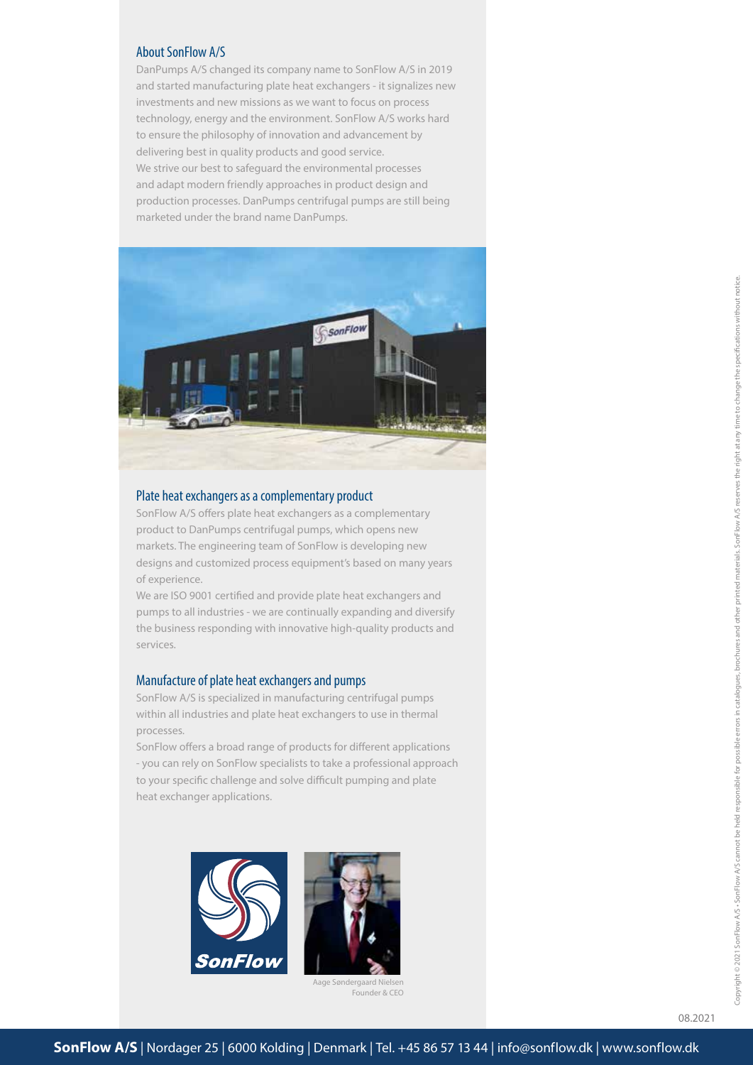## About SonFlow A/S

DanPumps A/S changed its company name to SonFlow A/S in 2019 and started manufacturing plate heat exchangers - it signalizes new investments and new missions as we want to focus on process technology, energy and the environment. SonFlow A/S works hard to ensure the philosophy of innovation and advancement by delivering best in quality products and good service.
We strive our best to safeguard the environmental processes and adapt modern friendly approaches in product design and production processes. DanPumps centrifugal pumps are still being marketed under the brand name DanPumps.

## Plate heat exchangers as a complementary product

SonFlow A/S offers plate heat exchangers as a complementary product to DanPumps centrifugal pumps, which opens new markets. The engineering team of SonFlow is developing new designs and customized process equipment's based on many years of experience.
We are ISO 9001 certified and provide plate heat exchangers and pumps to all industries - we are continually expanding and diversify the business responding with innovative high-quality products and services.

## Manufacture of plate heat exchangers and pumps

SonFlow A/S is specialized in manufacturing centrifugal pumps within all industries and plate heat exchangers to use in thermal processes.
SonFlow offers a broad range of products for different applications - you can rely on SonFlow specialists to take a professional approach to your specific challenge and solve difficult pumping and plate heat exchanger applications.

Aage Søndergaard Nielsen
Founder & CEO

Copyright © 2021 SonFlow A/S • SonFlow A/S cannot be held responsible for possible errors in catalogues, brochures and other printed materials. SonFlow A/S reserves the right at any time to change the specifications without notice.

08.2021

**SonFlow A/S** | Nordager 25 | 6000 Kolding | Denmark | Tel. +45 86 57 13 44 | info@sonflow.dk | www.sonflow.dk